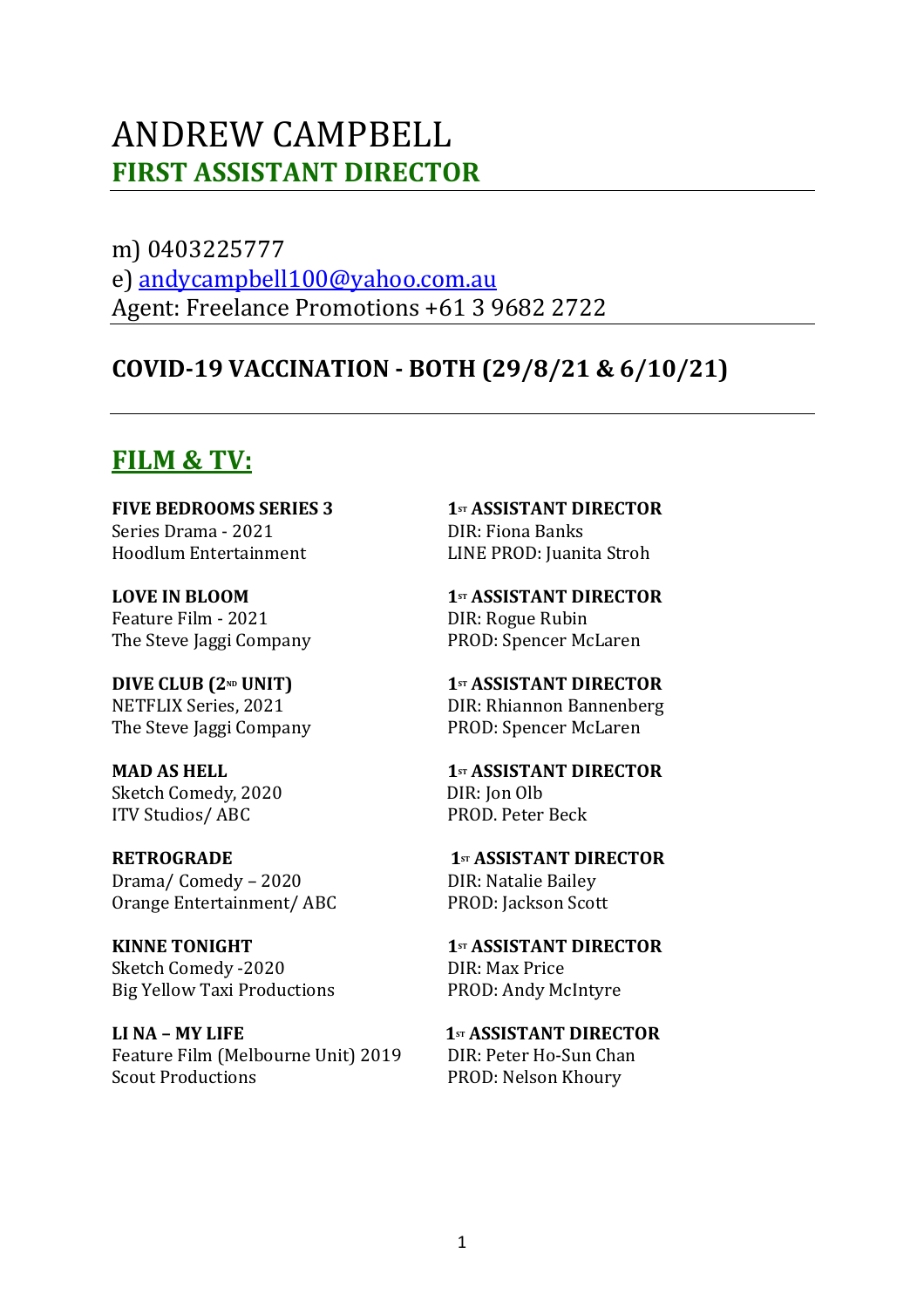# ANDREW CAMPBELL
## FIRST ASSISTANT DIRECTOR

m) 0403225777
e) andycampbell100@yahoo.com.au
Agent: Freelance Promotions +61 3 9682 2722

## COVID-19 VACCINATION - BOTH (29/8/21 & 6/10/21)

## FILM & TV:

**FIVE BEDROOMS SERIES 3**
Series Drama - 2021
Hoodlum Entertainment

**1ST ASSISTANT DIRECTOR**
DIR: Fiona Banks
LINE PROD: Juanita Stroh

**LOVE IN BLOOM**
Feature Film - 2021
The Steve Jaggi Company

**1ST ASSISTANT DIRECTOR**
DIR: Rogue Rubin
PROD: Spencer McLaren

**DIVE CLUB (2ND UNIT)**
NETFLIX Series, 2021
The Steve Jaggi Company

**1ST ASSISTANT DIRECTOR**
DIR: Rhiannon Bannenberg
PROD: Spencer McLaren

**MAD AS HELL**
Sketch Comedy, 2020
ITV Studios/ ABC

**1ST ASSISTANT DIRECTOR**
DIR: Jon Olb
PROD. Peter Beck

**RETROGRADE**
Drama/ Comedy – 2020
Orange Entertainment/ ABC

**1ST ASSISTANT DIRECTOR**
DIR: Natalie Bailey
PROD: Jackson Scott

**KINNE TONIGHT**
Sketch Comedy -2020
Big Yellow Taxi Productions

**1ST ASSISTANT DIRECTOR**
DIR: Max Price
PROD: Andy McIntyre

**LI NA – MY LIFE**
Feature Film (Melbourne Unit) 2019
Scout Productions

**1ST ASSISTANT DIRECTOR**
DIR: Peter Ho-Sun Chan
PROD: Nelson Khoury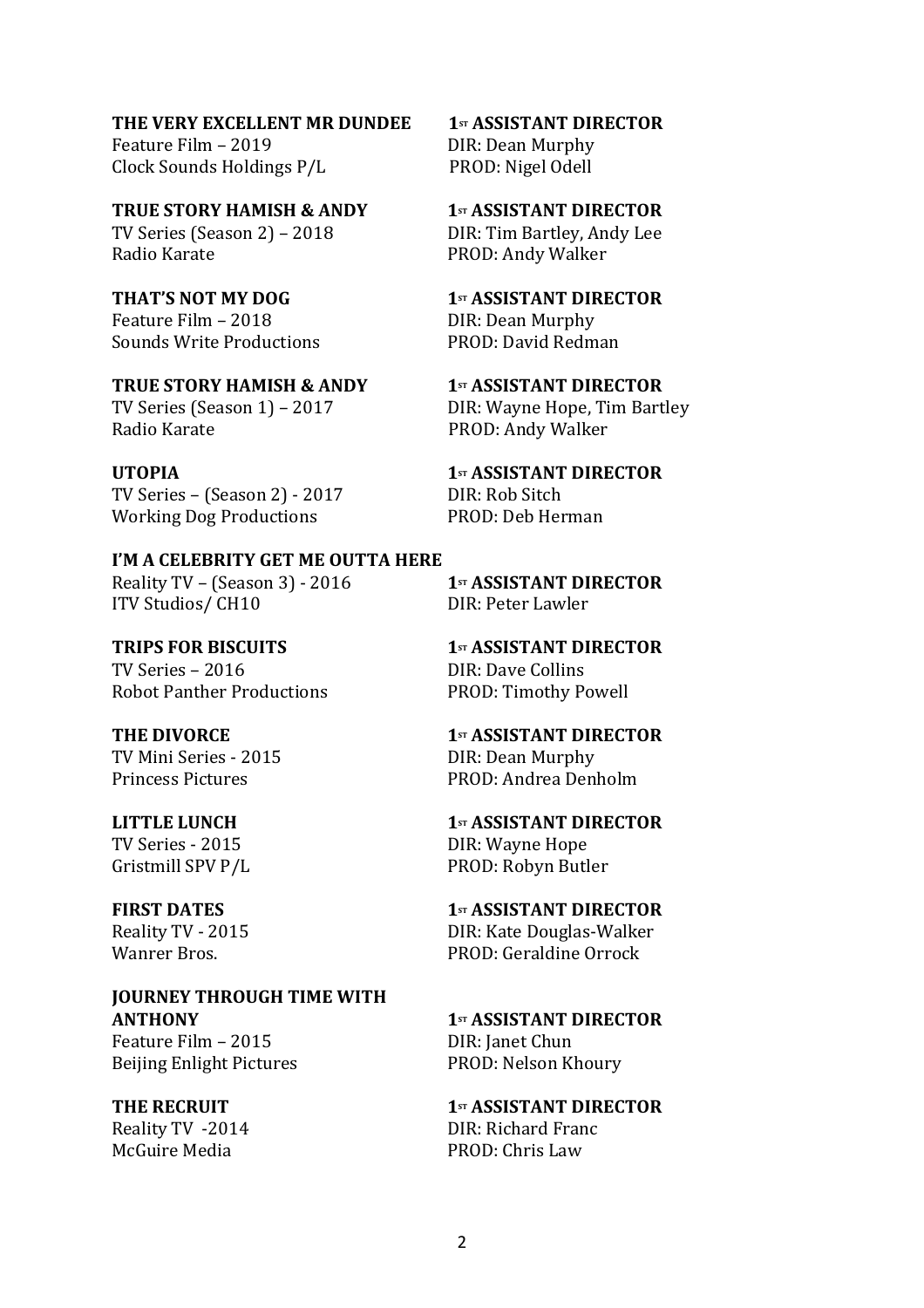**THE VERY EXCELLENT MR DUNDEE** — **1ST ASSISTANT DIRECTOR**
Feature Film – 2019
Clock Sounds Holdings P/L
DIR: Dean Murphy
PROD: Nigel Odell

**TRUE STORY HAMISH & ANDY** — **1ST ASSISTANT DIRECTOR**
TV Series (Season 2) – 2018
Radio Karate
DIR: Tim Bartley, Andy Lee
PROD: Andy Walker

**THAT'S NOT MY DOG** — **1ST ASSISTANT DIRECTOR**
Feature Film – 2018
Sounds Write Productions
DIR: Dean Murphy
PROD: David Redman

**TRUE STORY HAMISH & ANDY** — **1ST ASSISTANT DIRECTOR**
TV Series (Season 1) – 2017
Radio Karate
DIR: Wayne Hope, Tim Bartley
PROD: Andy Walker

**UTOPIA** — **1ST ASSISTANT DIRECTOR**
TV Series – (Season 2) - 2017
Working Dog Productions
DIR: Rob Sitch
PROD: Deb Herman

**I'M A CELEBRITY GET ME OUTTA HERE** — **1ST ASSISTANT DIRECTOR**
Reality TV – (Season 3) - 2016
ITV Studios/ CH10
DIR: Peter Lawler

**TRIPS FOR BISCUITS** — **1ST ASSISTANT DIRECTOR**
TV Series – 2016
Robot Panther Productions
DIR: Dave Collins
PROD: Timothy Powell

**THE DIVORCE** — **1ST ASSISTANT DIRECTOR**
TV Mini Series - 2015
Princess Pictures
DIR: Dean Murphy
PROD: Andrea Denholm

**LITTLE LUNCH** — **1ST ASSISTANT DIRECTOR**
TV Series - 2015
Gristmill SPV P/L
DIR: Wayne Hope
PROD: Robyn Butler

**FIRST DATES** — **1ST ASSISTANT DIRECTOR**
Reality TV - 2015
Wanrer Bros.
DIR: Kate Douglas-Walker
PROD: Geraldine Orrock

**JOURNEY THROUGH TIME WITH ANTHONY** — **1ST ASSISTANT DIRECTOR**
Feature Film – 2015
Beijing Enlight Pictures
DIR: Janet Chun
PROD: Nelson Khoury

**THE RECRUIT** — **1ST ASSISTANT DIRECTOR**
Reality TV -2014
McGuire Media
DIR: Richard Franc
PROD: Chris Law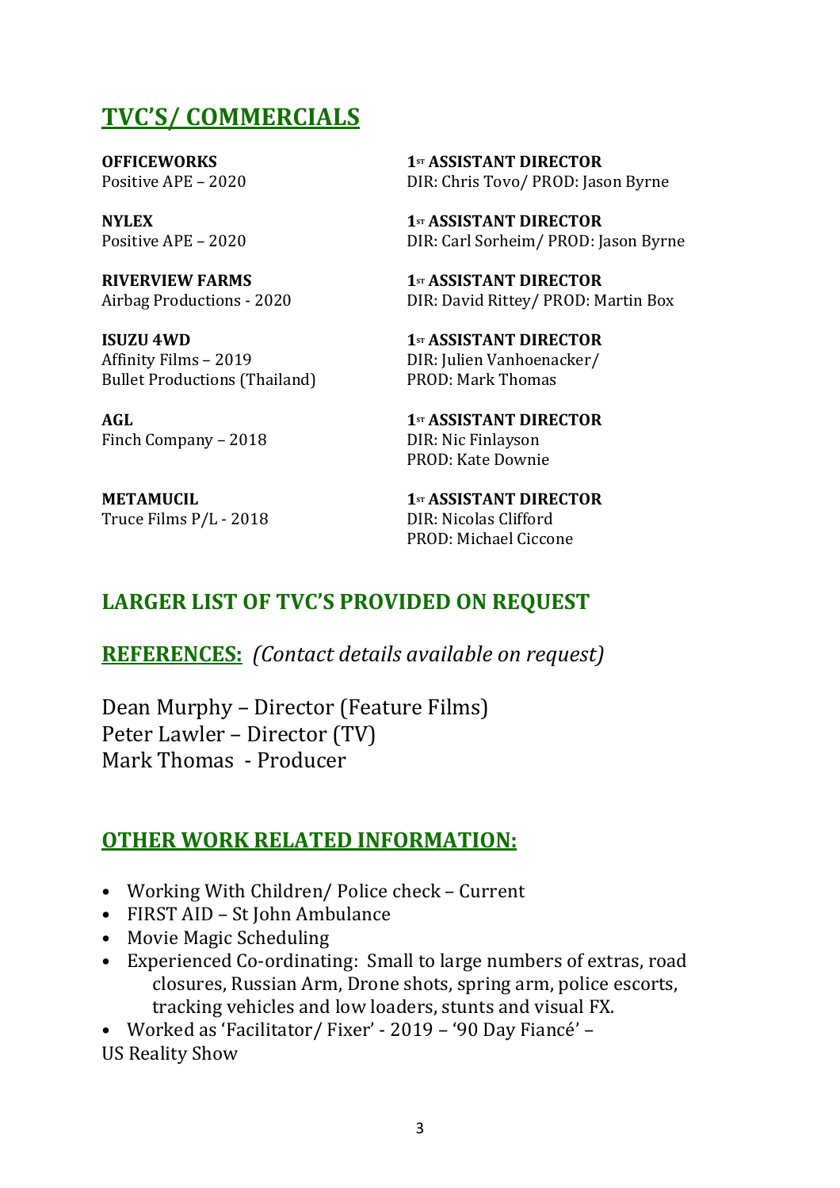## TVC'S/ COMMERCIALS

**OFFICEWORKS**
Positive APE – 2020

**1ST ASSISTANT DIRECTOR**
DIR: Chris Tovo/ PROD: Jason Byrne

**NYLEX**
Positive APE – 2020

**1ST ASSISTANT DIRECTOR**
DIR: Carl Sorheim/ PROD: Jason Byrne

**RIVERVIEW FARMS**
Airbag Productions - 2020

**1ST ASSISTANT DIRECTOR**
DIR: David Rittey/ PROD: Martin Box

**ISUZU 4WD**
Affinity Films – 2019
Bullet Productions (Thailand)

**1ST ASSISTANT DIRECTOR**
DIR: Julien Vanhoenacker/
PROD: Mark Thomas

**AGL**
Finch Company – 2018

**1ST ASSISTANT DIRECTOR**
DIR: Nic Finlayson
PROD: Kate Downie

**METAMUCIL**
Truce Films P/L - 2018

**1ST ASSISTANT DIRECTOR**
DIR: Nicolas Clifford
PROD: Michael Ciccone

## LARGER LIST OF TVC'S PROVIDED ON REQUEST

## REFERENCES: *(Contact details available on request)*

Dean Murphy – Director (Feature Films)
Peter Lawler – Director (TV)
Mark Thomas - Producer

## OTHER WORK RELATED INFORMATION:

- Working With Children/ Police check – Current
- FIRST AID – St John Ambulance
- Movie Magic Scheduling
- Experienced Co-ordinating: Small to large numbers of extras, road closures, Russian Arm, Drone shots, spring arm, police escorts, tracking vehicles and low loaders, stunts and visual FX.
- Worked as 'Facilitator/ Fixer' - 2019 – '90 Day Fiancé' – US Reality Show